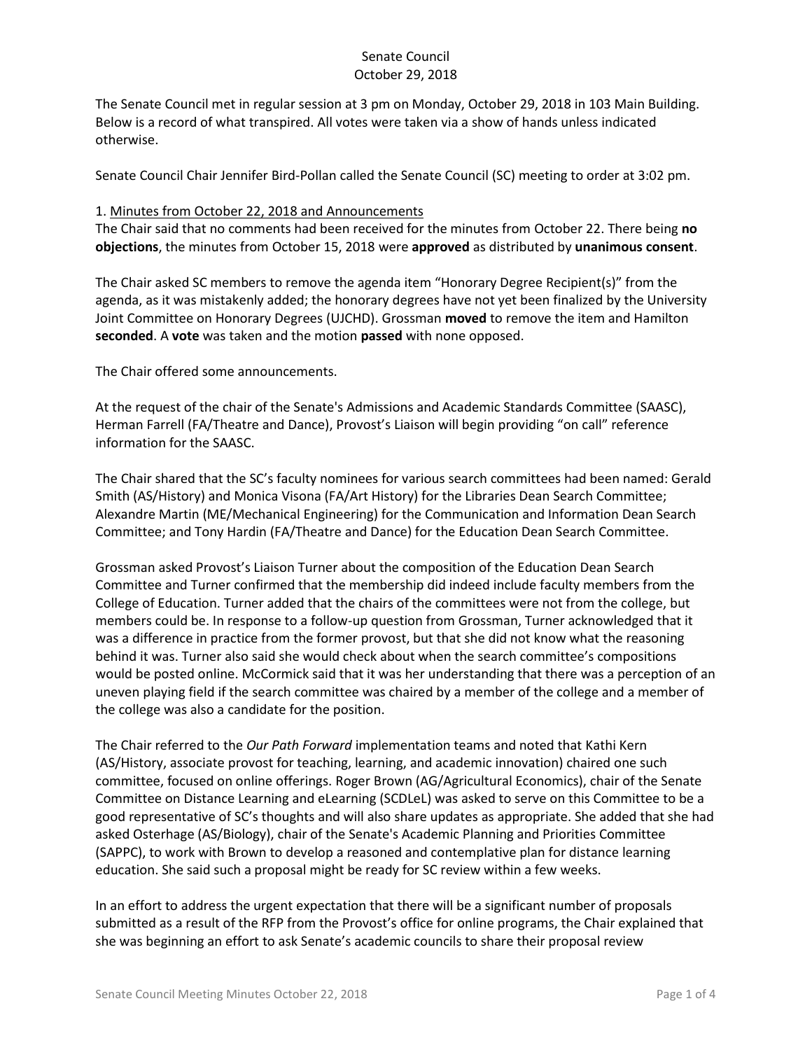# Senate Council
October 29, 2018

The Senate Council met in regular session at 3 pm on Monday, October 29, 2018 in 103 Main Building. Below is a record of what transpired. All votes were taken via a show of hands unless indicated otherwise.

Senate Council Chair Jennifer Bird-Pollan called the Senate Council (SC) meeting to order at 3:02 pm.

1. Minutes from October 22, 2018 and Announcements

The Chair said that no comments had been received for the minutes from October 22. There being **no objections**, the minutes from October 15, 2018 were **approved** as distributed by **unanimous consent**.

The Chair asked SC members to remove the agenda item "Honorary Degree Recipient(s)" from the agenda, as it was mistakenly added; the honorary degrees have not yet been finalized by the University Joint Committee on Honorary Degrees (UJCHD). Grossman **moved** to remove the item and Hamilton **seconded**. A **vote** was taken and the motion **passed** with none opposed.

The Chair offered some announcements.

At the request of the chair of the Senate's Admissions and Academic Standards Committee (SAASC), Herman Farrell (FA/Theatre and Dance), Provost's Liaison will begin providing "on call" reference information for the SAASC.

The Chair shared that the SC's faculty nominees for various search committees had been named: Gerald Smith (AS/History) and Monica Visona (FA/Art History) for the Libraries Dean Search Committee; Alexandre Martin (ME/Mechanical Engineering) for the Communication and Information Dean Search Committee; and Tony Hardin (FA/Theatre and Dance) for the Education Dean Search Committee.

Grossman asked Provost's Liaison Turner about the composition of the Education Dean Search Committee and Turner confirmed that the membership did indeed include faculty members from the College of Education. Turner added that the chairs of the committees were not from the college, but members could be. In response to a follow-up question from Grossman, Turner acknowledged that it was a difference in practice from the former provost, but that she did not know what the reasoning behind it was. Turner also said she would check about when the search committee's compositions would be posted online. McCormick said that it was her understanding that there was a perception of an uneven playing field if the search committee was chaired by a member of the college and a member of the college was also a candidate for the position.

The Chair referred to the *Our Path Forward* implementation teams and noted that Kathi Kern (AS/History, associate provost for teaching, learning, and academic innovation) chaired one such committee, focused on online offerings. Roger Brown (AG/Agricultural Economics), chair of the Senate Committee on Distance Learning and eLearning (SCDLeL) was asked to serve on this Committee to be a good representative of SC's thoughts and will also share updates as appropriate. She added that she had asked Osterhage (AS/Biology), chair of the Senate's Academic Planning and Priorities Committee (SAPPC), to work with Brown to develop a reasoned and contemplative plan for distance learning education. She said such a proposal might be ready for SC review within a few weeks.

In an effort to address the urgent expectation that there will be a significant number of proposals submitted as a result of the RFP from the Provost's office for online programs, the Chair explained that she was beginning an effort to ask Senate's academic councils to share their proposal review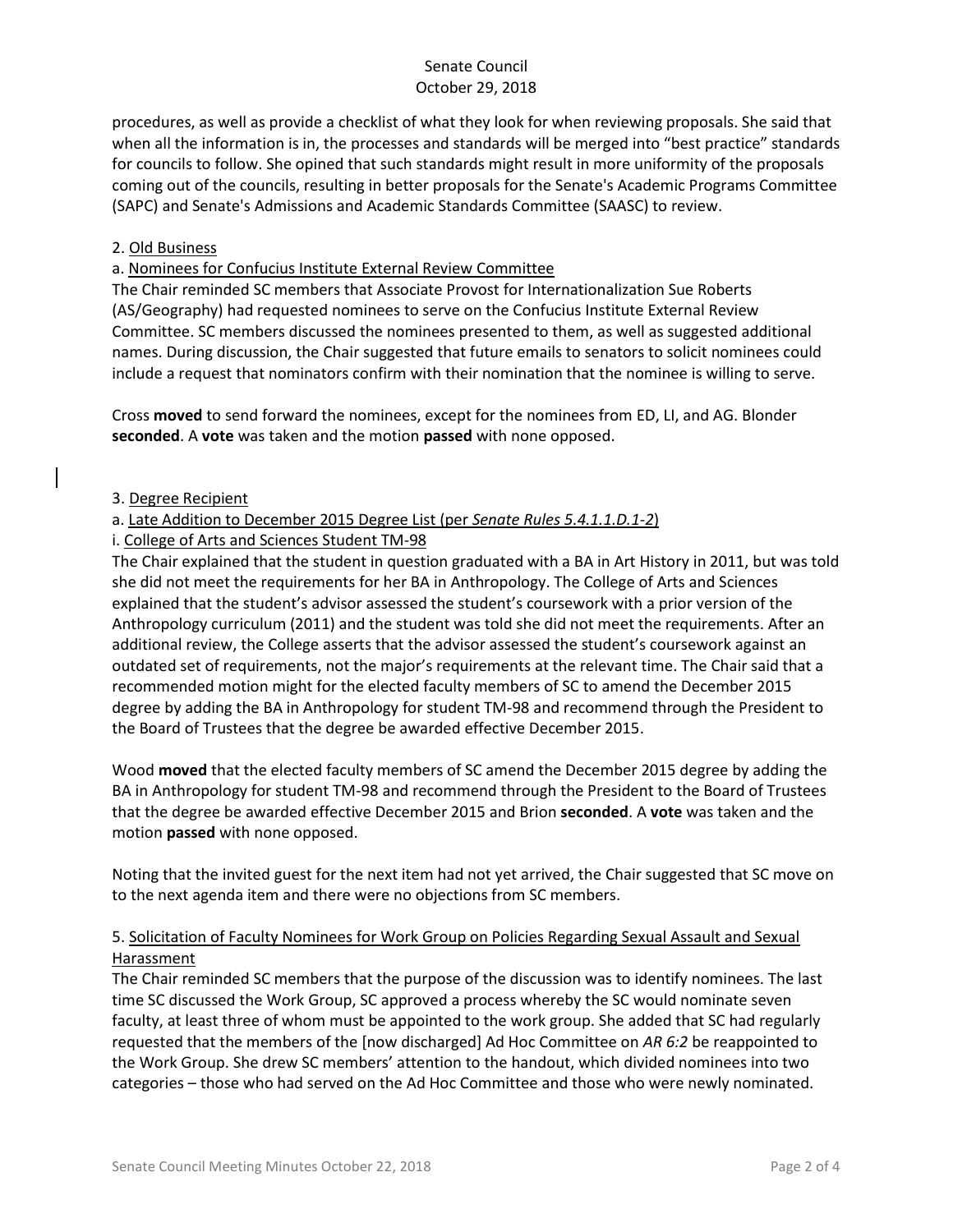procedures, as well as provide a checklist of what they look for when reviewing proposals. She said that when all the information is in, the processes and standards will be merged into "best practice" standards for councils to follow. She opined that such standards might result in more uniformity of the proposals coming out of the councils, resulting in better proposals for the Senate's Academic Programs Committee (SAPC) and Senate's Admissions and Academic Standards Committee (SAASC) to review.

2. Old Business

a. Nominees for Confucius Institute External Review Committee

The Chair reminded SC members that Associate Provost for Internationalization Sue Roberts (AS/Geography) had requested nominees to serve on the Confucius Institute External Review Committee. SC members discussed the nominees presented to them, as well as suggested additional names. During discussion, the Chair suggested that future emails to senators to solicit nominees could include a request that nominators confirm with their nomination that the nominee is willing to serve.

Cross **moved** to send forward the nominees, except for the nominees from ED, LI, and AG. Blonder **seconded**. A **vote** was taken and the motion **passed** with none opposed.

3. Degree Recipient

a. Late Addition to December 2015 Degree List (per *Senate Rules 5.4.1.1.D.1-2*)

i. College of Arts and Sciences Student TM-98

The Chair explained that the student in question graduated with a BA in Art History in 2011, but was told she did not meet the requirements for her BA in Anthropology. The College of Arts and Sciences explained that the student's advisor assessed the student's coursework with a prior version of the Anthropology curriculum (2011) and the student was told she did not meet the requirements. After an additional review, the College asserts that the advisor assessed the student's coursework against an outdated set of requirements, not the major's requirements at the relevant time. The Chair said that a recommended motion might for the elected faculty members of SC to amend the December 2015 degree by adding the BA in Anthropology for student TM-98 and recommend through the President to the Board of Trustees that the degree be awarded effective December 2015.

Wood **moved** that the elected faculty members of SC amend the December 2015 degree by adding the BA in Anthropology for student TM-98 and recommend through the President to the Board of Trustees that the degree be awarded effective December 2015 and Brion **seconded**. A **vote** was taken and the motion **passed** with none opposed.

Noting that the invited guest for the next item had not yet arrived, the Chair suggested that SC move on to the next agenda item and there were no objections from SC members.

5. Solicitation of Faculty Nominees for Work Group on Policies Regarding Sexual Assault and Sexual Harassment

The Chair reminded SC members that the purpose of the discussion was to identify nominees. The last time SC discussed the Work Group, SC approved a process whereby the SC would nominate seven faculty, at least three of whom must be appointed to the work group. She added that SC had regularly requested that the members of the [now discharged] Ad Hoc Committee on *AR 6:2* be reappointed to the Work Group. She drew SC members' attention to the handout, which divided nominees into two categories – those who had served on the Ad Hoc Committee and those who were newly nominated.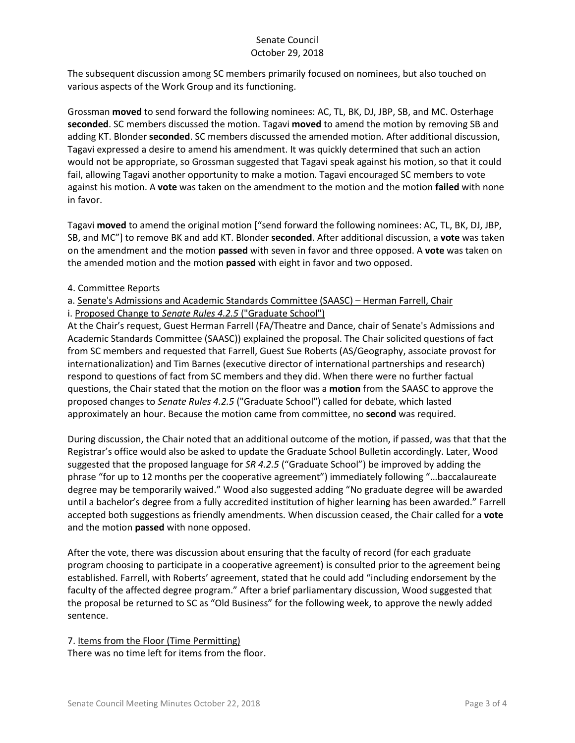The subsequent discussion among SC members primarily focused on nominees, but also touched on various aspects of the Work Group and its functioning.

Grossman **moved** to send forward the following nominees: AC, TL, BK, DJ, JBP, SB, and MC. Osterhage **seconded**. SC members discussed the motion. Tagavi **moved** to amend the motion by removing SB and adding KT. Blonder **seconded**. SC members discussed the amended motion. After additional discussion, Tagavi expressed a desire to amend his amendment. It was quickly determined that such an action would not be appropriate, so Grossman suggested that Tagavi speak against his motion, so that it could fail, allowing Tagavi another opportunity to make a motion. Tagavi encouraged SC members to vote against his motion. A **vote** was taken on the amendment to the motion and the motion **failed** with none in favor.

Tagavi **moved** to amend the original motion ["send forward the following nominees: AC, TL, BK, DJ, JBP, SB, and MC"] to remove BK and add KT. Blonder **seconded**. After additional discussion, a **vote** was taken on the amendment and the motion **passed** with seven in favor and three opposed. A **vote** was taken on the amended motion and the motion **passed** with eight in favor and two opposed.

4. Committee Reports

a. Senate's Admissions and Academic Standards Committee (SAASC) – Herman Farrell, Chair

i. Proposed Change to *Senate Rules 4.2.5* ("Graduate School")

At the Chair's request, Guest Herman Farrell (FA/Theatre and Dance, chair of Senate's Admissions and Academic Standards Committee (SAASC)) explained the proposal. The Chair solicited questions of fact from SC members and requested that Farrell, Guest Sue Roberts (AS/Geography, associate provost for internationalization) and Tim Barnes (executive director of international partnerships and research) respond to questions of fact from SC members and they did. When there were no further factual questions, the Chair stated that the motion on the floor was a **motion** from the SAASC to approve the proposed changes to *Senate Rules 4.2.5* ("Graduate School") called for debate, which lasted approximately an hour. Because the motion came from committee, no **second** was required.

During discussion, the Chair noted that an additional outcome of the motion, if passed, was that that the Registrar's office would also be asked to update the Graduate School Bulletin accordingly. Later, Wood suggested that the proposed language for *SR 4.2.5* ("Graduate School") be improved by adding the phrase "for up to 12 months per the cooperative agreement") immediately following "…baccalaureate degree may be temporarily waived." Wood also suggested adding "No graduate degree will be awarded until a bachelor's degree from a fully accredited institution of higher learning has been awarded." Farrell accepted both suggestions as friendly amendments. When discussion ceased, the Chair called for a **vote** and the motion **passed** with none opposed.

After the vote, there was discussion about ensuring that the faculty of record (for each graduate program choosing to participate in a cooperative agreement) is consulted prior to the agreement being established. Farrell, with Roberts' agreement, stated that he could add "including endorsement by the faculty of the affected degree program." After a brief parliamentary discussion, Wood suggested that the proposal be returned to SC as "Old Business" for the following week, to approve the newly added sentence.

7. Items from the Floor (Time Permitting)

There was no time left for items from the floor.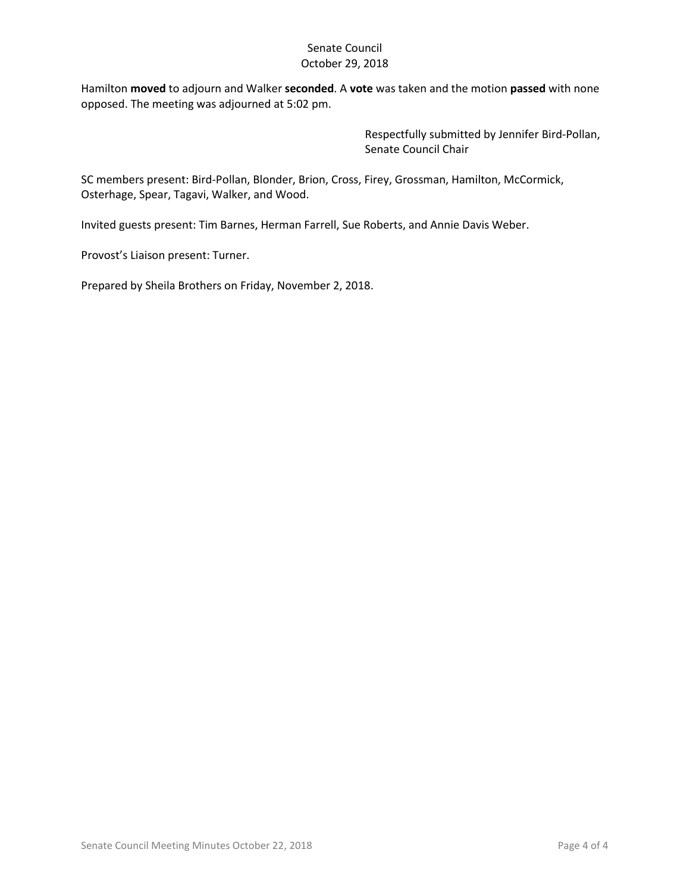Hamilton **moved** to adjourn and Walker **seconded**. A **vote** was taken and the motion **passed** with none opposed. The meeting was adjourned at 5:02 pm.

Respectfully submitted by Jennifer Bird-Pollan,
Senate Council Chair

SC members present: Bird-Pollan, Blonder, Brion, Cross, Firey, Grossman, Hamilton, McCormick, Osterhage, Spear, Tagavi, Walker, and Wood.

Invited guests present: Tim Barnes, Herman Farrell, Sue Roberts, and Annie Davis Weber.

Provost's Liaison present: Turner.

Prepared by Sheila Brothers on Friday, November 2, 2018.